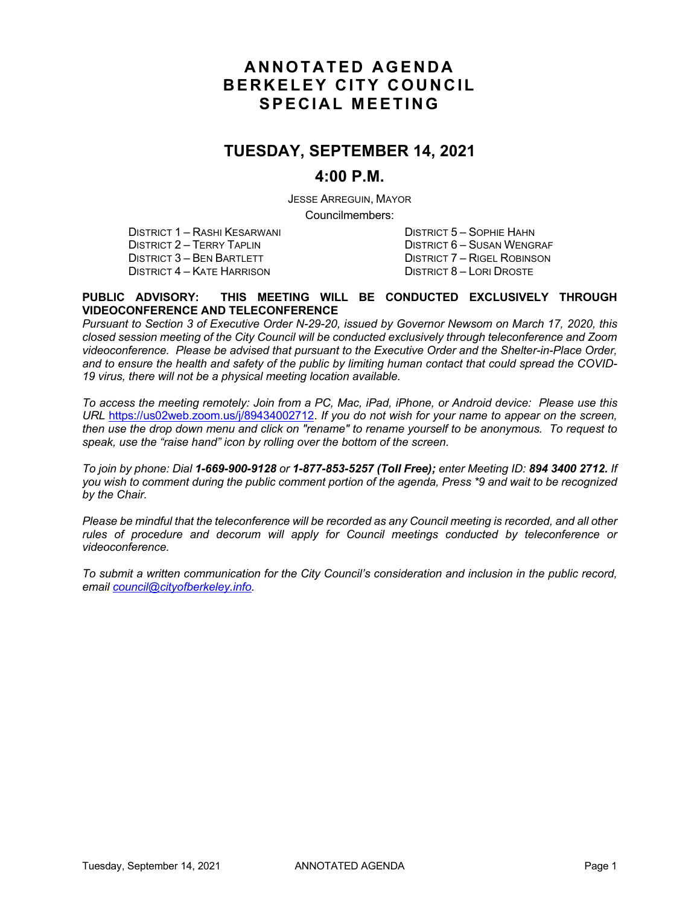# ANNOTATED AGENDA
# BERKELEY CITY COUNCIL
# SPECIAL MEETING

## TUESDAY, SEPTEMBER 14, 2021

## 4:00 P.M.

JESSE ARREGUIN, MAYOR

Councilmembers:

DISTRICT 1 – RASHI KESARWANI
DISTRICT 2 – TERRY TAPLIN
DISTRICT 3 – BEN BARTLETT
DISTRICT 4 – KATE HARRISON
DISTRICT 5 – SOPHIE HAHN
DISTRICT 6 – SUSAN WENGRAF
DISTRICT 7 – RIGEL ROBINSON
DISTRICT 8 – LORI DROSTE

**PUBLIC ADVISORY: THIS MEETING WILL BE CONDUCTED EXCLUSIVELY THROUGH VIDEOCONFERENCE AND TELECONFERENCE**

*Pursuant to Section 3 of Executive Order N-29-20, issued by Governor Newsom on March 17, 2020, this closed session meeting of the City Council will be conducted exclusively through teleconference and Zoom videoconference. Please be advised that pursuant to the Executive Order and the Shelter-in-Place Order, and to ensure the health and safety of the public by limiting human contact that could spread the COVID-19 virus, there will not be a physical meeting location available.*

*To access the meeting remotely: Join from a PC, Mac, iPad, iPhone, or Android device: Please use this URL* https://us02web.zoom.us/j/89434002712*. If you do not wish for your name to appear on the screen, then use the drop down menu and click on "rename" to rename yourself to be anonymous. To request to speak, use the "raise hand" icon by rolling over the bottom of the screen.*

*To join by phone: Dial **1-669-900-9128** or **1-877-853-5257 (Toll Free);** enter Meeting ID: **894 3400 2712.** If you wish to comment during the public comment portion of the agenda, Press *9 and wait to be recognized by the Chair.*

*Please be mindful that the teleconference will be recorded as any Council meeting is recorded, and all other rules of procedure and decorum will apply for Council meetings conducted by teleconference or videoconference.*

*To submit a written communication for the City Council's consideration and inclusion in the public record, email* council@cityofberkeley.info*.*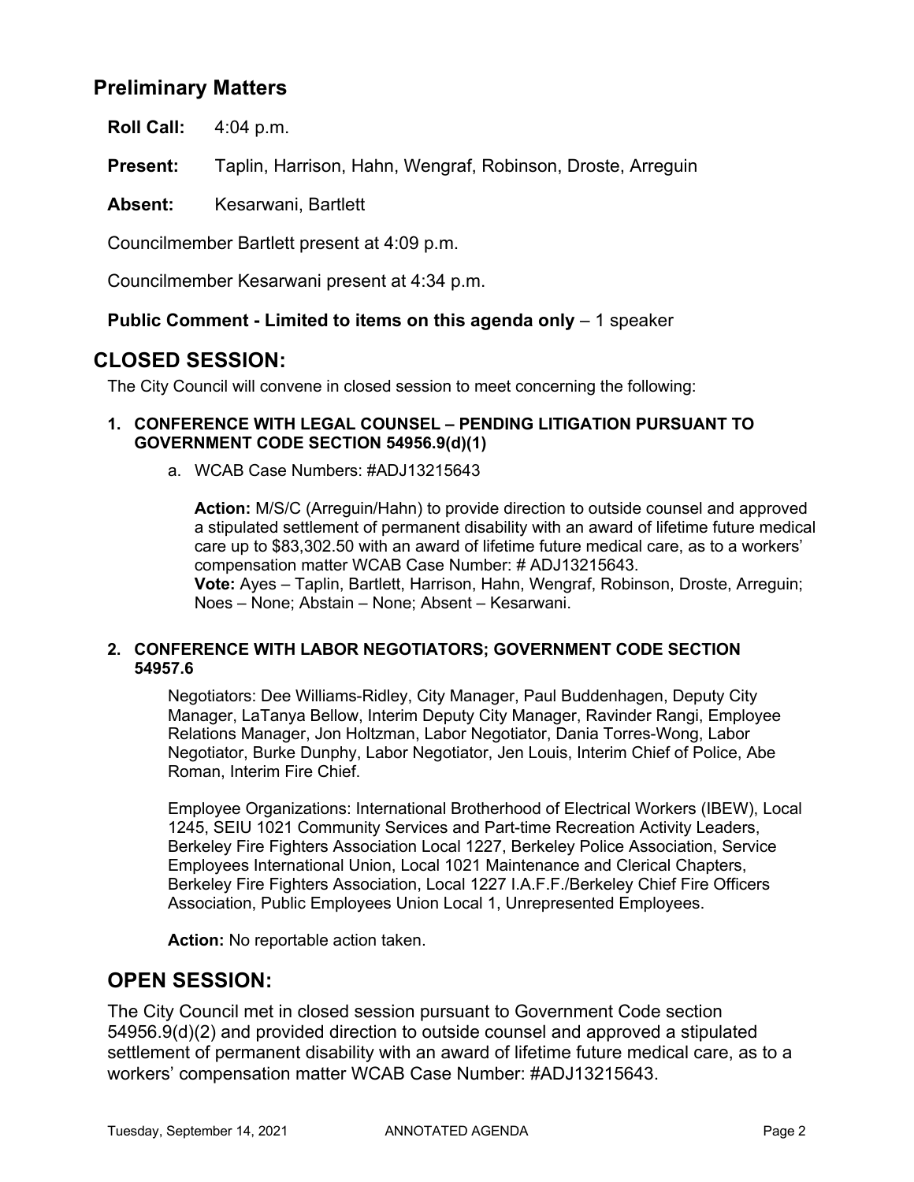## Preliminary Matters

**Roll Call:** 4:04 p.m.

**Present:** Taplin, Harrison, Hahn, Wengraf, Robinson, Droste, Arreguin

**Absent:** Kesarwani, Bartlett

Councilmember Bartlett present at 4:09 p.m.

Councilmember Kesarwani present at 4:34 p.m.

**Public Comment - Limited to items on this agenda only** – 1 speaker

## CLOSED SESSION:

The City Council will convene in closed session to meet concerning the following:

**1. CONFERENCE WITH LEGAL COUNSEL – PENDING LITIGATION PURSUANT TO GOVERNMENT CODE SECTION 54956.9(d)(1)**

a. WCAB Case Numbers: #ADJ13215643

**Action:** M/S/C (Arreguin/Hahn) to provide direction to outside counsel and approved a stipulated settlement of permanent disability with an award of lifetime future medical care up to $83,302.50 with an award of lifetime future medical care, as to a workers' compensation matter WCAB Case Number: # ADJ13215643.
**Vote:** Ayes – Taplin, Bartlett, Harrison, Hahn, Wengraf, Robinson, Droste, Arreguin; Noes – None; Abstain – None; Absent – Kesarwani.

**2. CONFERENCE WITH LABOR NEGOTIATORS; GOVERNMENT CODE SECTION 54957.6**

Negotiators: Dee Williams-Ridley, City Manager, Paul Buddenhagen, Deputy City Manager, LaTanya Bellow, Interim Deputy City Manager, Ravinder Rangi, Employee Relations Manager, Jon Holtzman, Labor Negotiator, Dania Torres-Wong, Labor Negotiator, Burke Dunphy, Labor Negotiator, Jen Louis, Interim Chief of Police, Abe Roman, Interim Fire Chief.

Employee Organizations: International Brotherhood of Electrical Workers (IBEW), Local 1245, SEIU 1021 Community Services and Part-time Recreation Activity Leaders, Berkeley Fire Fighters Association Local 1227, Berkeley Police Association, Service Employees International Union, Local 1021 Maintenance and Clerical Chapters, Berkeley Fire Fighters Association, Local 1227 I.A.F.F./Berkeley Chief Fire Officers Association, Public Employees Union Local 1, Unrepresented Employees.

**Action:** No reportable action taken.

## OPEN SESSION:

The City Council met in closed session pursuant to Government Code section 54956.9(d)(2) and provided direction to outside counsel and approved a stipulated settlement of permanent disability with an award of lifetime future medical care, as to a workers' compensation matter WCAB Case Number: #ADJ13215643.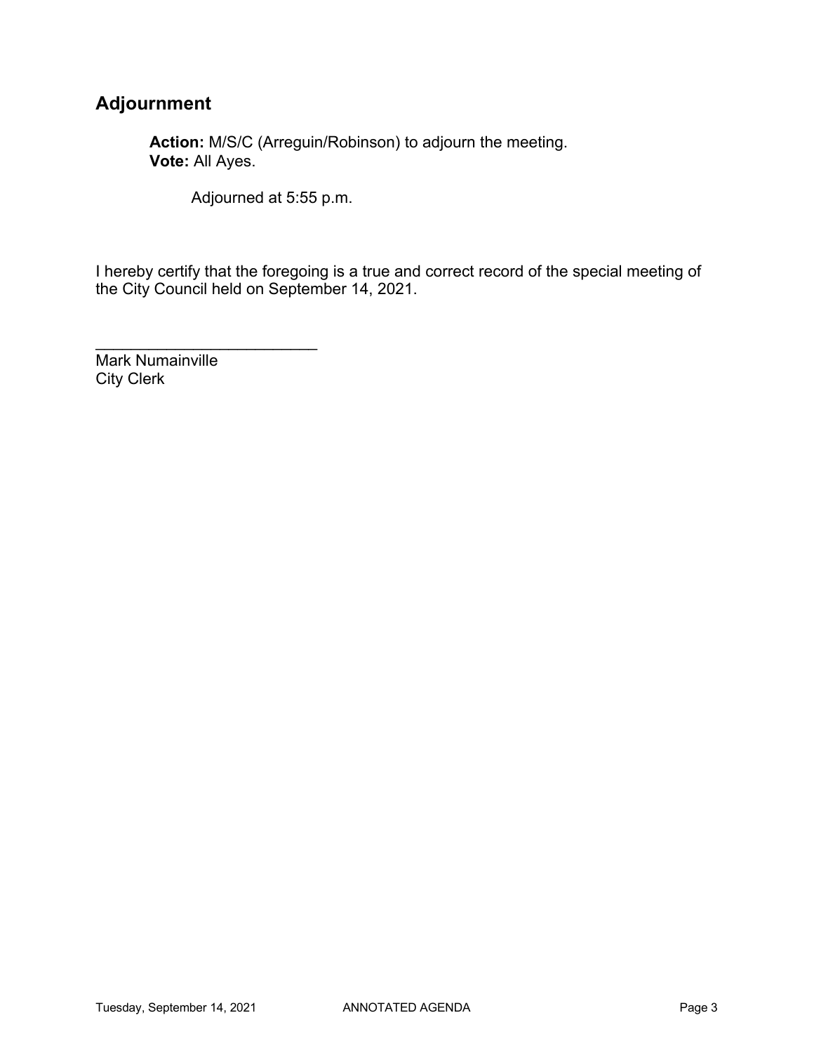## Adjournment

**Action:** M/S/C (Arreguin/Robinson) to adjourn the meeting.
**Vote:** All Ayes.

Adjourned at 5:55 p.m.

I hereby certify that the foregoing is a true and correct record of the special meeting of the City Council held on September 14, 2021.

_________________________
Mark Numainville
City Clerk